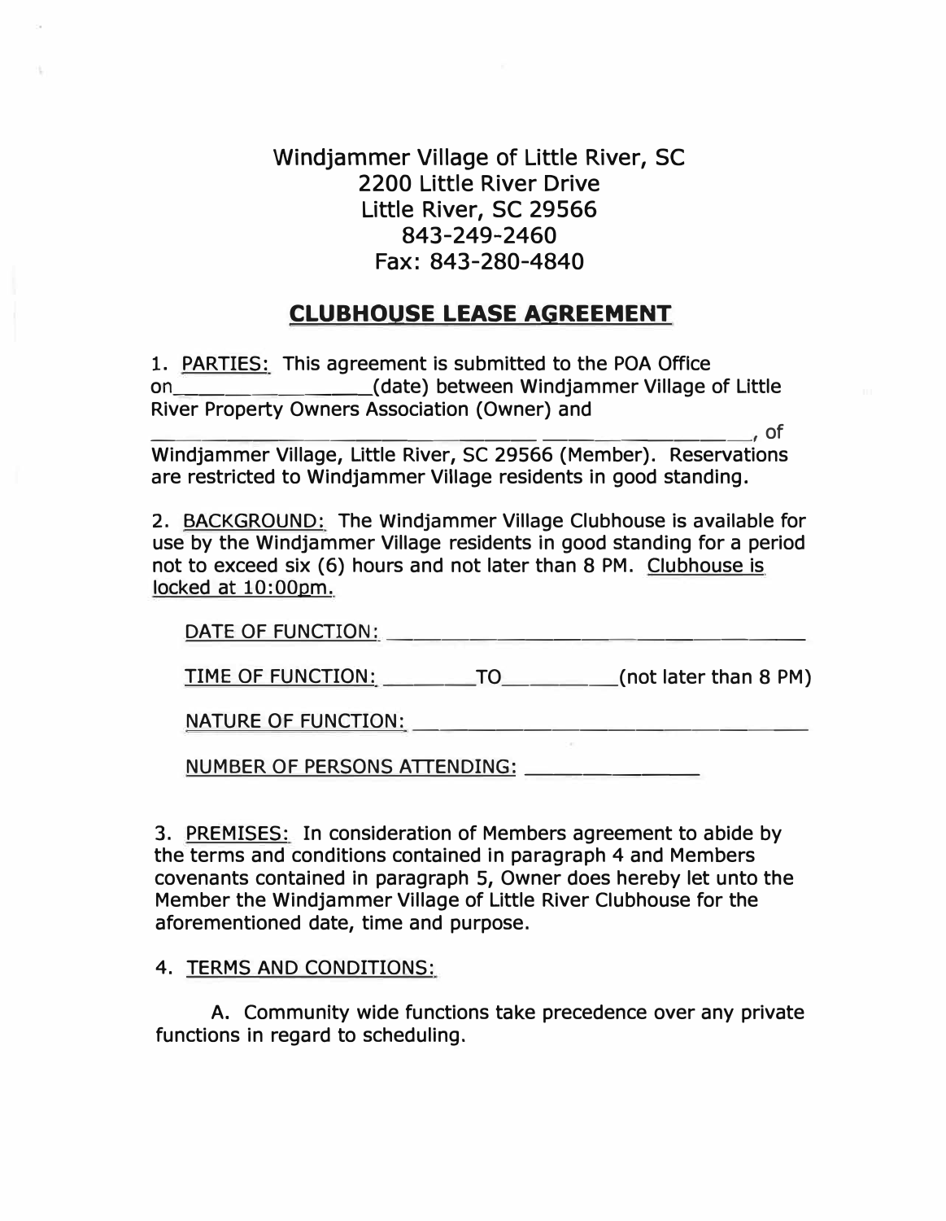Windjammer Village of Little River, SC
2200 Little River Drive
Little River, SC 29566
843-249-2460
Fax: 843-280-4840

## CLUBHOUSE LEASE AGREEMENT

1. PARTIES: This agreement is submitted to the POA Office on\_\_\_\_\_\_\_\_\_\_\_\_\_\_\_\_(date) between Windjammer Village of Little River Property Owners Association (Owner) and \_\_\_\_\_\_\_\_\_\_\_\_\_\_\_\_\_\_\_\_\_\_\_\_\_\_\_\_\_\_\_\_ \_\_\_\_\_\_\_\_\_\_\_\_\_\_\_\_\_, of Windjammer Village, Little River, SC 29566 (Member). Reservations are restricted to Windjammer Village residents in good standing.

2. BACKGROUND: The Windjammer Village Clubhouse is available for use by the Windjammer Village residents in good standing for a period not to exceed six (6) hours and not later than 8 PM. Clubhouse is locked at 10:00pm.

DATE OF FUNCTION: \_\_\_\_\_\_\_\_\_\_\_\_\_\_\_\_\_\_\_\_\_\_\_\_\_\_\_\_\_\_\_\_\_\_\_\_

TIME OF FUNCTION: \_\_\_\_\_\_\_\_TO\_\_\_\_\_\_\_\_\_\_(not later than 8 PM)

NATURE OF FUNCTION: \_\_\_\_\_\_\_\_\_\_\_\_\_\_\_\_\_\_\_\_\_\_\_\_\_\_\_\_\_\_\_\_\_\_

NUMBER OF PERSONS ATTENDING: \_\_\_\_\_\_\_\_\_\_\_\_\_\_\_

3. PREMISES: In consideration of Members agreement to abide by the terms and conditions contained in paragraph 4 and Members covenants contained in paragraph 5, Owner does hereby let unto the Member the Windjammer Village of Little River Clubhouse for the aforementioned date, time and purpose.

4. TERMS AND CONDITIONS:

A. Community wide functions take precedence over any private functions in regard to scheduling.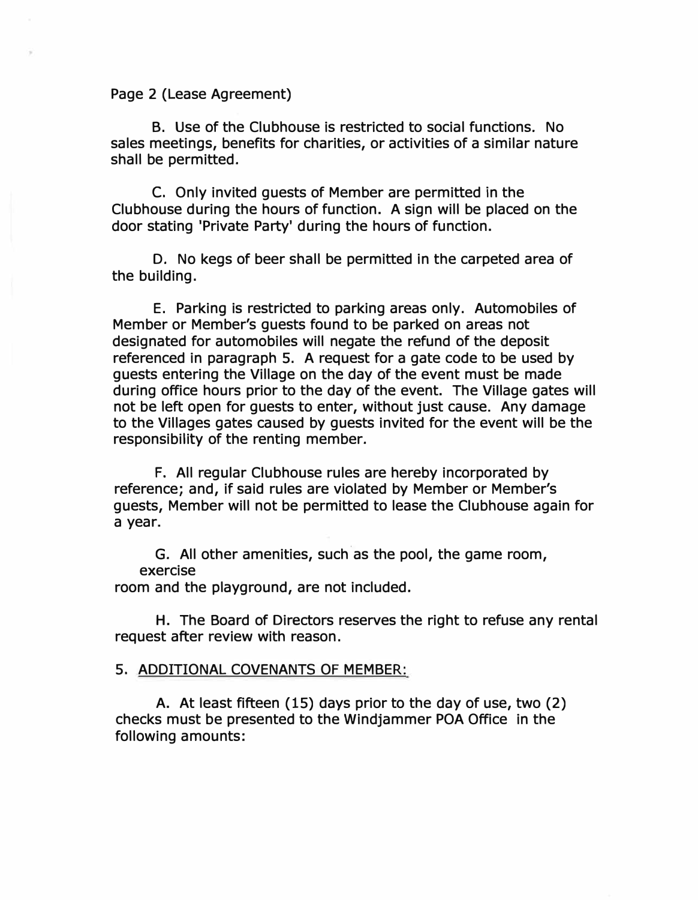Page 2 (Lease Agreement)

B. Use of the Clubhouse is restricted to social functions. No sales meetings, benefits for charities, or activities of a similar nature shall be permitted.

C. Only invited guests of Member are permitted in the Clubhouse during the hours of function. A sign will be placed on the door stating 'Private Party' during the hours of function.

D. No kegs of beer shall be permitted in the carpeted area of the building.

E. Parking is restricted to parking areas only. Automobiles of Member or Member's guests found to be parked on areas not designated for automobiles will negate the refund of the deposit referenced in paragraph 5. A request for a gate code to be used by guests entering the Village on the day of the event must be made during office hours prior to the day of the event. The Village gates will not be left open for guests to enter, without just cause. Any damage to the Villages gates caused by guests invited for the event will be the responsibility of the renting member.

F. All regular Clubhouse rules are hereby incorporated by reference; and, if said rules are violated by Member or Member's guests, Member will not be permitted to lease the Clubhouse again for a year.

G. All other amenities, such as the pool, the game room, exercise room and the playground, are not included.

H. The Board of Directors reserves the right to refuse any rental request after review with reason.

5. <u>ADDITIONAL COVENANTS OF MEMBER:</u>

A. At least fifteen (15) days prior to the day of use, two (2) checks must be presented to the Windjammer POA Office in the following amounts: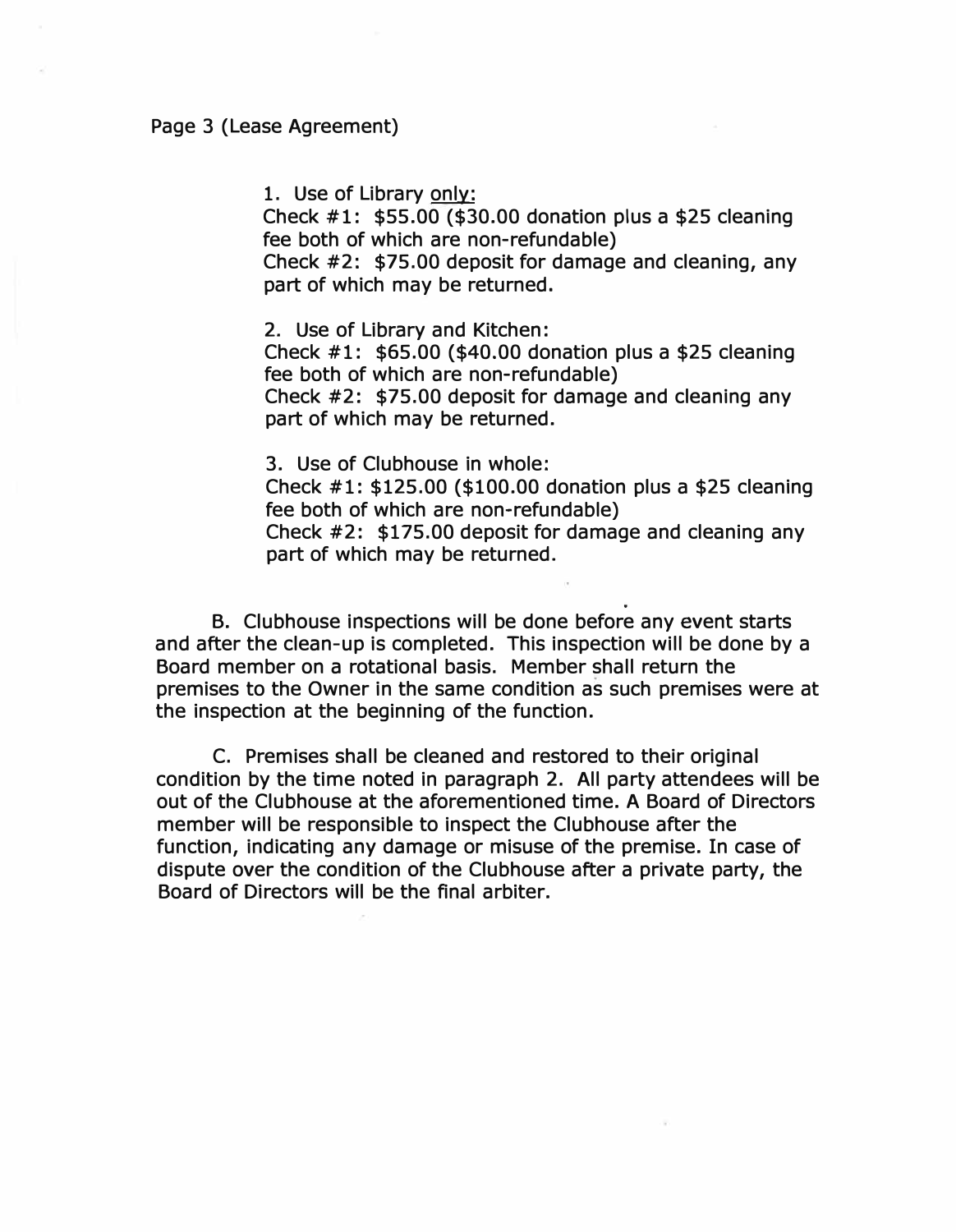Page 3 (Lease Agreement)

1. Use of Library <u>only:</u>
Check #1: $55.00 ($30.00 donation plus a $25 cleaning fee both of which are non-refundable)
Check #2: $75.00 deposit for damage and cleaning, any part of which may be returned.

2. Use of Library and Kitchen:
Check #1: $65.00 ($40.00 donation plus a $25 cleaning fee both of which are non-refundable)
Check #2: $75.00 deposit for damage and cleaning any part of which may be returned.

3. Use of Clubhouse in whole:
Check #1: $125.00 ($100.00 donation plus a $25 cleaning fee both of which are non-refundable)
Check #2: $175.00 deposit for damage and cleaning any part of which may be returned.

B. Clubhouse inspections will be done before any event starts and after the clean-up is completed. This inspection will be done by a Board member on a rotational basis. Member shall return the premises to the Owner in the same condition as such premises were at the inspection at the beginning of the function.

C. Premises shall be cleaned and restored to their original condition by the time noted in paragraph 2. All party attendees will be out of the Clubhouse at the aforementioned time. A Board of Directors member will be responsible to inspect the Clubhouse after the function, indicating any damage or misuse of the premise. In case of dispute over the condition of the Clubhouse after a private party, the Board of Directors will be the final arbiter.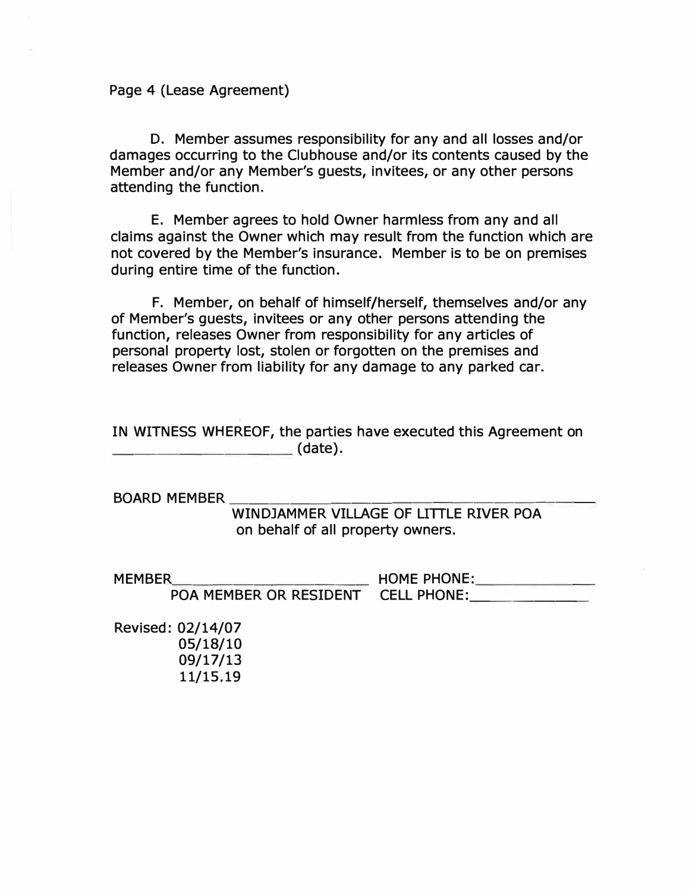Page 4 (Lease Agreement)

D. Member assumes responsibility for any and all losses and/or damages occurring to the Clubhouse and/or its contents caused by the Member and/or any Member's guests, invitees, or any other persons attending the function.

E. Member agrees to hold Owner harmless from any and all claims against the Owner which may result from the function which are not covered by the Member's insurance. Member is to be on premises during entire time of the function.

F. Member, on behalf of himself/herself, themselves and/or any of Member's guests, invitees or any other persons attending the function, releases Owner from responsibility for any articles of personal property lost, stolen or forgotten on the premises and releases Owner from liability for any damage to any parked car.

IN WITNESS WHEREOF, the parties have executed this Agreement on ____________________ (date).

BOARD MEMBER ______________________________________
WINDJAMMER VILLAGE OF LITTLE RIVER POA
on behalf of all property owners.

MEMBER______________________ HOME PHONE:_____________
POA MEMBER OR RESIDENT CELL PHONE:_____________

Revised: 02/14/07
05/18/10
09/17/13
11/15.19